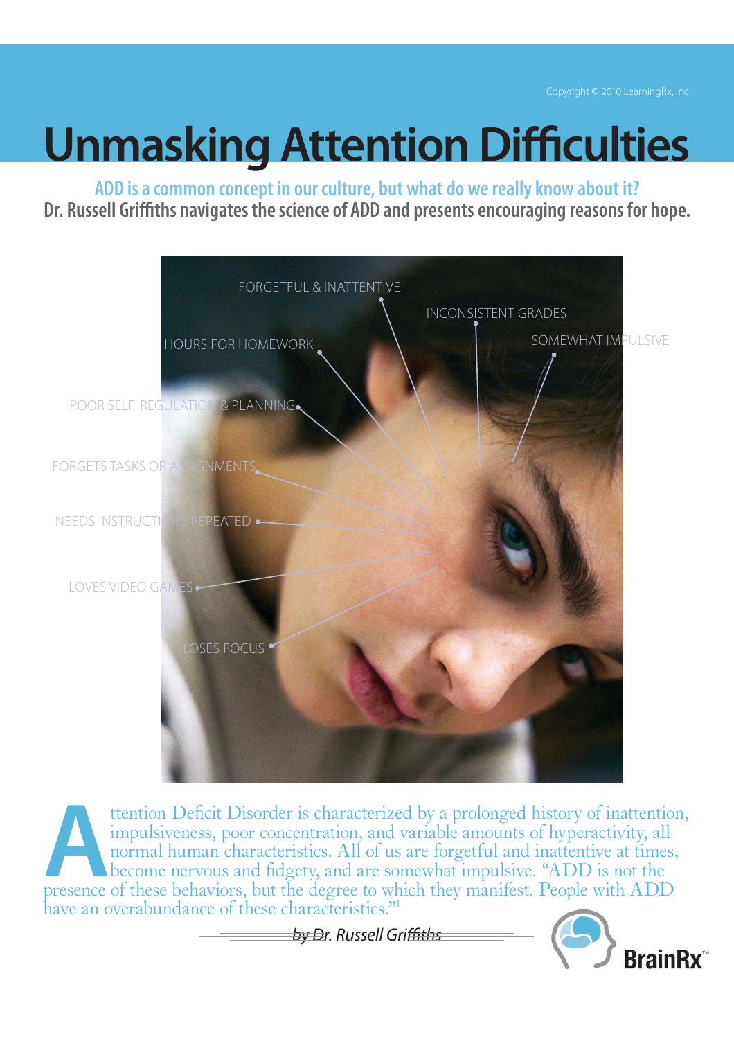Copyright © 2010 LearningRx, Inc.

# Unmasking Attention Difficulties

**ADD is a common concept in our culture, but what do we really know about it?**

**Dr. Russell Griffiths navigates the science of ADD and presents encouraging reasons for hope.**

FORGETFUL & INATTENTIVE

INCONSISTENT GRADES

HOURS FOR HOMEWORK

SOMEWHAT IMPULSIVE

POOR SELF-REGULATION & PLANNING

FORGETS TASKS OR ASSIGNMENTS

NEEDS INSTRUCTIONS REPEATED

LOVES VIDEO GAMES

LOSES FOCUS

Attention Deficit Disorder is characterized by a prolonged history of inattention, impulsiveness, poor concentration, and variable amounts of hyperactivity, all normal human characteristics. All of us are forgetful and inattentive at times, become nervous and fidgety, and are somewhat impulsive. "ADD is not the presence of these behaviors, but the degree to which they manifest. People with ADD have an overabundance of these characteristics."[1]

*by Dr. Russell Griffiths*

BrainRx™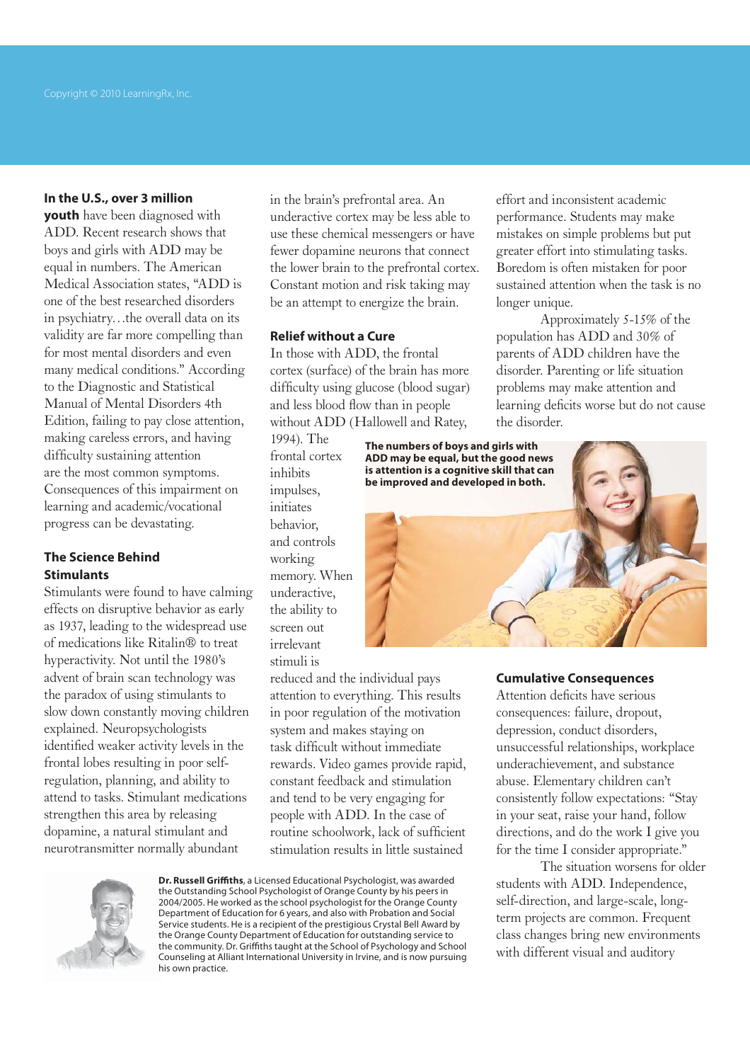Copyright © 2010 LearningRx, Inc.

**In the U.S., over 3 million youth** have been diagnosed with ADD. Recent research shows that boys and girls with ADD may be equal in numbers. The American Medical Association states, "ADD is one of the best researched disorders in psychiatry…the overall data on its validity are far more compelling than for most mental disorders and even many medical conditions." According to the Diagnostic and Statistical Manual of Mental Disorders 4th Edition, failing to pay close attention, making careless errors, and having difficulty sustaining attention are the most common symptoms. Consequences of this impairment on learning and academic/vocational progress can be devastating.

### The Science Behind Stimulants

Stimulants were found to have calming effects on disruptive behavior as early as 1937, leading to the widespread use of medications like Ritalin® to treat hyperactivity. Not until the 1980's advent of brain scan technology was the paradox of using stimulants to slow down constantly moving children explained. Neuropsychologists identified weaker activity levels in the frontal lobes resulting in poor self-regulation, planning, and ability to attend to tasks. Stimulant medications strengthen this area by releasing dopamine, a natural stimulant and neurotransmitter normally abundant in the brain's prefrontal area. An underactive cortex may be less able to use these chemical messengers or have fewer dopamine neurons that connect the lower brain to the prefrontal cortex. Constant motion and risk taking may be an attempt to energize the brain.

### Relief without a Cure

In those with ADD, the frontal cortex (surface) of the brain has more difficulty using glucose (blood sugar) and less blood flow than in people without ADD (Hallowell and Ratey, 1994). The frontal cortex inhibits impulses, initiates behavior, and controls working memory. When underactive, the ability to screen out irrelevant stimuli is reduced and the individual pays attention to everything. This results in poor regulation of the motivation system and makes staying on task difficult without immediate rewards. Video games provide rapid, constant feedback and stimulation and tend to be very engaging for people with ADD. In the case of routine schoolwork, lack of sufficient stimulation results in little sustained effort and inconsistent academic performance. Students may make mistakes on simple problems but put greater effort into stimulating tasks. Boredom is often mistaken for poor sustained attention when the task is no longer unique.

Approximately 5-15% of the population has ADD and 30% of parents of ADD children have the disorder. Parenting or life situation problems may make attention and learning deficits worse but do not cause the disorder.

**The numbers of boys and girls with ADD may be equal, but the good news is attention is a cognitive skill that can be improved and developed in both.**

### Cumulative Consequences

Attention deficits have serious consequences: failure, dropout, depression, conduct disorders, unsuccessful relationships, workplace underachievement, and substance abuse. Elementary children can't consistently follow expectations: "Stay in your seat, raise your hand, follow directions, and do the work I give you for the time I consider appropriate."

The situation worsens for older students with ADD. Independence, self-direction, and large-scale, long-term projects are common. Frequent class changes bring new environments with different visual and auditory

**Dr. Russell Griffiths**, a Licensed Educational Psychologist, was awarded the Outstanding School Psychologist of Orange County by his peers in 2004/2005. He worked as the school psychologist for the Orange County Department of Education for 6 years, and also with Probation and Social Service students. He is a recipient of the prestigious Crystal Bell Award by the Orange County Department of Education for outstanding service to the community. Dr. Griffiths taught at the School of Psychology and School Counseling at Alliant International University in Irvine, and is now pursuing his own practice.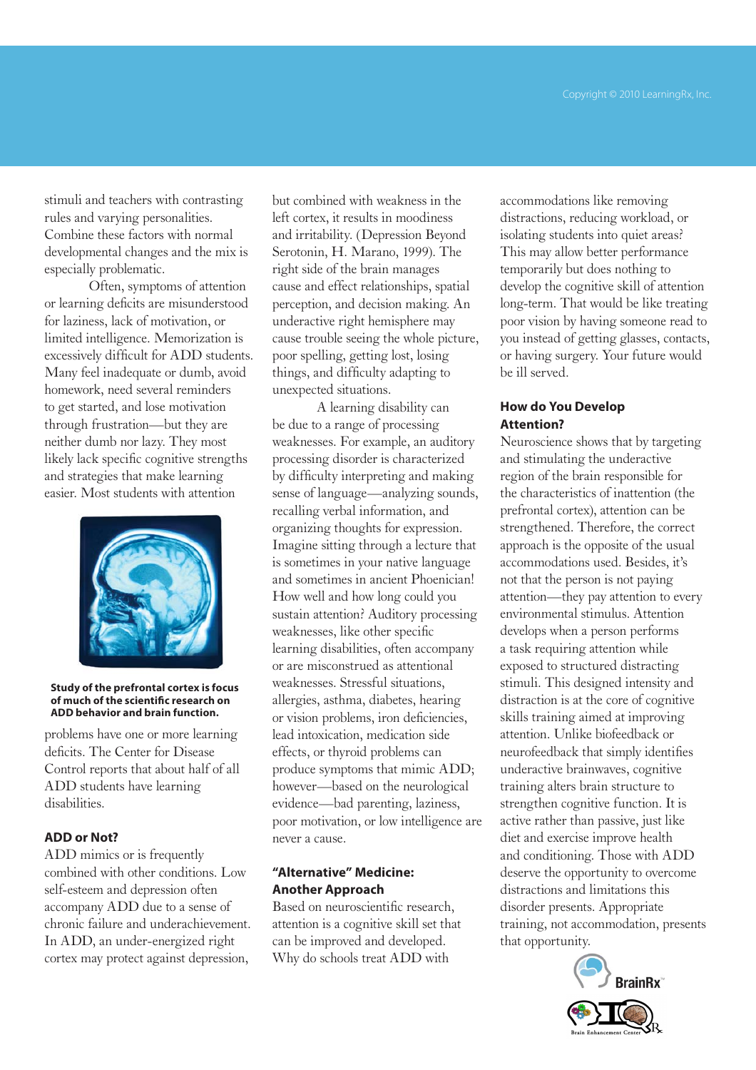stimuli and teachers with contrasting rules and varying personalities. Combine these factors with normal developmental changes and the mix is especially problematic.

Often, symptoms of attention or learning deficits are misunderstood for laziness, lack of motivation, or limited intelligence. Memorization is excessively difficult for ADD students. Many feel inadequate or dumb, avoid homework, need several reminders to get started, and lose motivation through frustration—but they are neither dumb nor lazy. They most likely lack specific cognitive strengths and strategies that make learning easier. Most students with attention problems have one or more learning deficits. The Center for Disease Control reports that about half of all ADD students have learning disabilities.

**Study of the prefrontal cortex is focus of much of the scientific research on ADD behavior and brain function.**

## ADD or Not?

ADD mimics or is frequently combined with other conditions. Low self-esteem and depression often accompany ADD due to a sense of chronic failure and underachievement. In ADD, an under-energized right cortex may protect against depression, but combined with weakness in the left cortex, it results in moodiness and irritability. (Depression Beyond Serotonin, H. Marano, 1999). The right side of the brain manages cause and effect relationships, spatial perception, and decision making. An underactive right hemisphere may cause trouble seeing the whole picture, poor spelling, getting lost, losing things, and difficulty adapting to unexpected situations.

A learning disability can be due to a range of processing weaknesses. For example, an auditory processing disorder is characterized by difficulty interpreting and making sense of language—analyzing sounds, recalling verbal information, and organizing thoughts for expression. Imagine sitting through a lecture that is sometimes in your native language and sometimes in ancient Phoenician! How well and how long could you sustain attention? Auditory processing weaknesses, like other specific learning disabilities, often accompany or are misconstrued as attentional weaknesses. Stressful situations, allergies, asthma, diabetes, hearing or vision problems, iron deficiencies, lead intoxication, medication side effects, or thyroid problems can produce symptoms that mimic ADD; however—based on the neurological evidence—bad parenting, laziness, poor motivation, or low intelligence are never a cause.

## "Alternative" Medicine: Another Approach

Based on neuroscientific research, attention is a cognitive skill set that can be improved and developed. Why do schools treat ADD with accommodations like removing distractions, reducing workload, or isolating students into quiet areas? This may allow better performance temporarily but does nothing to develop the cognitive skill of attention long-term. That would be like treating poor vision by having someone read to you instead of getting glasses, contacts, or having surgery. Your future would be ill served.

## How do You Develop Attention?

Neuroscience shows that by targeting and stimulating the underactive region of the brain responsible for the characteristics of inattention (the prefrontal cortex), attention can be strengthened. Therefore, the correct approach is the opposite of the usual accommodations used. Besides, it's not that the person is not paying attention—they pay attention to every environmental stimulus. Attention develops when a person performs a task requiring attention while exposed to structured distracting stimuli. This designed intensity and distraction is at the core of cognitive skills training aimed at improving attention. Unlike biofeedback or neurofeedback that simply identifies underactive brainwaves, cognitive training alters brain structure to strengthen cognitive function. It is active rather than passive, just like diet and exercise improve health and conditioning. Those with ADD deserve the opportunity to overcome distractions and limitations this disorder presents. Appropriate training, not accommodation, presents that opportunity.